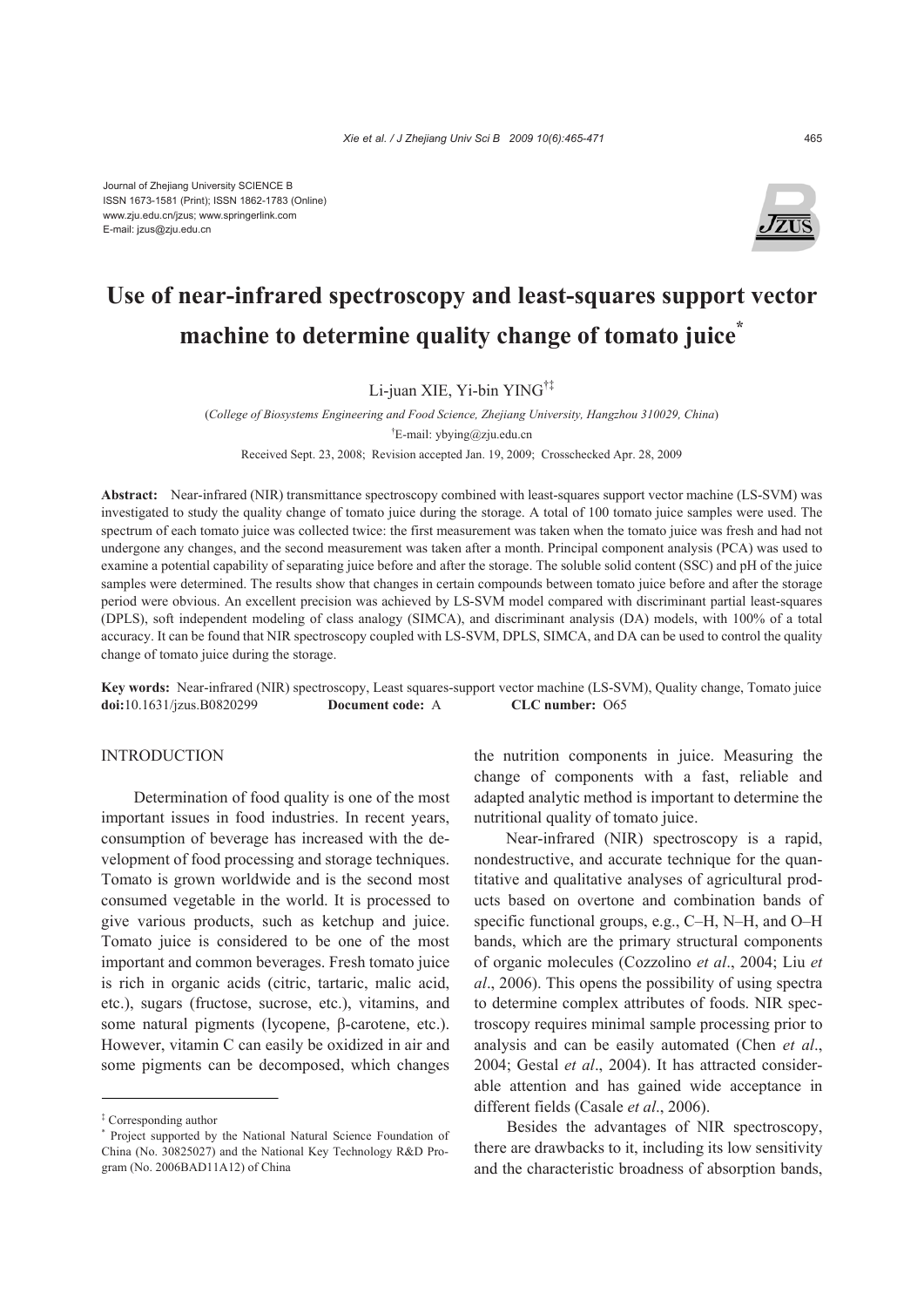Journal of Zhejiang University SCIENCE B
ISSN 1673-1581 (Print); ISSN 1862-1783 (Online)
www.zju.edu.cn/jzus; www.springerlink.com
E-mail: jzus@zju.edu.cn

# Use of near-infrared spectroscopy and least-squares support vector machine to determine quality change of tomato juice*

Li-juan XIE, Yi-bin YING[†‡]

(*College of Biosystems Engineering and Food Science, Zhejiang University, Hangzhou 310029, China*)

[†]E-mail: ybying@zju.edu.cn

Received Sept. 23, 2008; Revision accepted Jan. 19, 2009; Crosschecked Apr. 28, 2009

**Abstract:** Near-infrared (NIR) transmittance spectroscopy combined with least-squares support vector machine (LS-SVM) was investigated to study the quality change of tomato juice during the storage. A total of 100 tomato juice samples were used. The spectrum of each tomato juice was collected twice: the first measurement was taken when the tomato juice was fresh and had not undergone any changes, and the second measurement was taken after a month. Principal component analysis (PCA) was used to examine a potential capability of separating juice before and after the storage. The soluble solid content (SSC) and pH of the juice samples were determined. The results show that changes in certain compounds between tomato juice before and after the storage period were obvious. An excellent precision was achieved by LS-SVM model compared with discriminant partial least-squares (DPLS), soft independent modeling of class analogy (SIMCA), and discriminant analysis (DA) models, with 100% of a total accuracy. It can be found that NIR spectroscopy coupled with LS-SVM, DPLS, SIMCA, and DA can be used to control the quality change of tomato juice during the storage.

**Key words:** Near-infrared (NIR) spectroscopy, Least squares-support vector machine (LS-SVM), Quality change, Tomato juice
**doi:**10.1631/jzus.B0820299 **Document code:** A **CLC number:** O65

## INTRODUCTION

Determination of food quality is one of the most important issues in food industries. In recent years, consumption of beverage has increased with the development of food processing and storage techniques. Tomato is grown worldwide and is the second most consumed vegetable in the world. It is processed to give various products, such as ketchup and juice. Tomato juice is considered to be one of the most important and common beverages. Fresh tomato juice is rich in organic acids (citric, tartaric, malic acid, etc.), sugars (fructose, sucrose, etc.), vitamins, and some natural pigments (lycopene, β-carotene, etc.). However, vitamin C can easily be oxidized in air and some pigments can be decomposed, which changes the nutrition components in juice. Measuring the change of components with a fast, reliable and adapted analytic method is important to determine the nutritional quality of tomato juice.

Near-infrared (NIR) spectroscopy is a rapid, nondestructive, and accurate technique for the quantitative and qualitative analyses of agricultural products based on overtone and combination bands of specific functional groups, e.g., C–H, N–H, and O–H bands, which are the primary structural components of organic molecules (Cozzolino *et al*., 2004; Liu *et al*., 2006). This opens the possibility of using spectra to determine complex attributes of foods. NIR spectroscopy requires minimal sample processing prior to analysis and can be easily automated (Chen *et al*., 2004; Gestal *et al*., 2004). It has attracted considerable attention and has gained wide acceptance in different fields (Casale *et al*., 2006).

Besides the advantages of NIR spectroscopy, there are drawbacks to it, including its low sensitivity and the characteristic broadness of absorption bands,

---

[‡] Corresponding author

[*] Project supported by the National Natural Science Foundation of China (No. 30825027) and the National Key Technology R&D Program (No. 2006BAD11A12) of China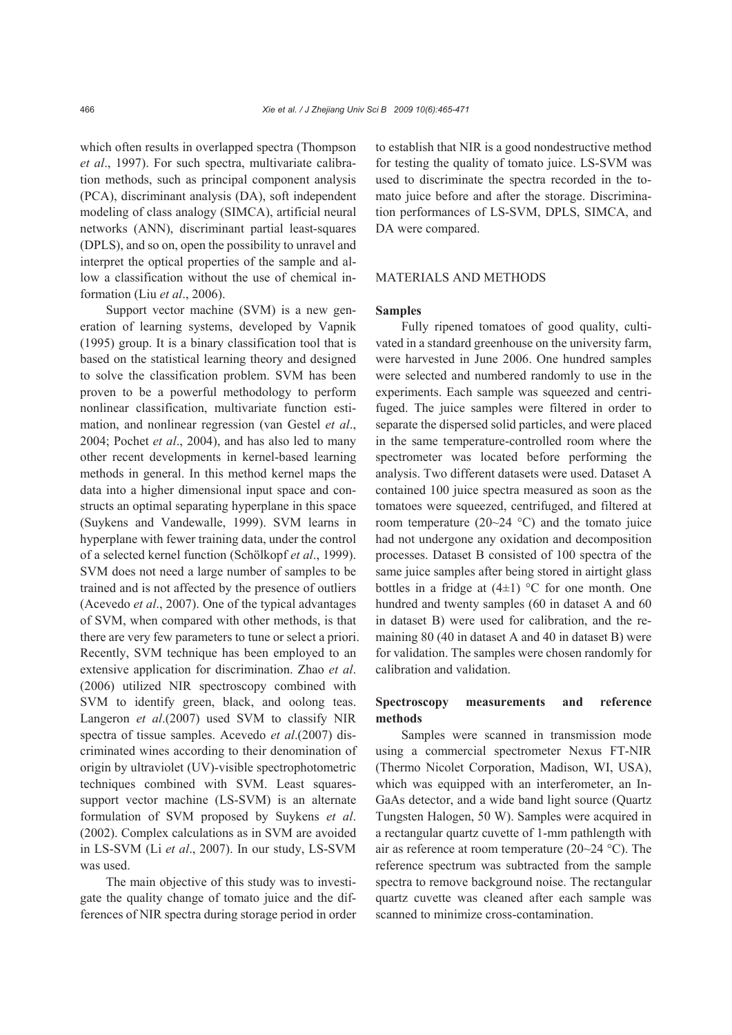which often results in overlapped spectra (Thompson *et al*., 1997). For such spectra, multivariate calibration methods, such as principal component analysis (PCA), discriminant analysis (DA), soft independent modeling of class analogy (SIMCA), artificial neural networks (ANN), discriminant partial least-squares (DPLS), and so on, open the possibility to unravel and interpret the optical properties of the sample and allow a classification without the use of chemical information (Liu *et al*., 2006).

Support vector machine (SVM) is a new generation of learning systems, developed by Vapnik (1995) group. It is a binary classification tool that is based on the statistical learning theory and designed to solve the classification problem. SVM has been proven to be a powerful methodology to perform nonlinear classification, multivariate function estimation, and nonlinear regression (van Gestel *et al*., 2004; Pochet *et al*., 2004), and has also led to many other recent developments in kernel-based learning methods in general. In this method kernel maps the data into a higher dimensional input space and constructs an optimal separating hyperplane in this space (Suykens and Vandewalle, 1999). SVM learns in hyperplane with fewer training data, under the control of a selected kernel function (Schölkopf *et al*., 1999). SVM does not need a large number of samples to be trained and is not affected by the presence of outliers (Acevedo *et al*., 2007). One of the typical advantages of SVM, when compared with other methods, is that there are very few parameters to tune or select a priori. Recently, SVM technique has been employed to an extensive application for discrimination. Zhao *et al*. (2006) utilized NIR spectroscopy combined with SVM to identify green, black, and oolong teas. Langeron *et al*.(2007) used SVM to classify NIR spectra of tissue samples. Acevedo *et al*.(2007) discriminated wines according to their denomination of origin by ultraviolet (UV)-visible spectrophotometric techniques combined with SVM. Least squares-support vector machine (LS-SVM) is an alternate formulation of SVM proposed by Suykens *et al*. (2002). Complex calculations as in SVM are avoided in LS-SVM (Li *et al*., 2007). In our study, LS-SVM was used.

The main objective of this study was to investigate the quality change of tomato juice and the differences of NIR spectra during storage period in order to establish that NIR is a good nondestructive method for testing the quality of tomato juice. LS-SVM was used to discriminate the spectra recorded in the tomato juice before and after the storage. Discrimination performances of LS-SVM, DPLS, SIMCA, and DA were compared.

## MATERIALS AND METHODS

### Samples

Fully ripened tomatoes of good quality, cultivated in a standard greenhouse on the university farm, were harvested in June 2006. One hundred samples were selected and numbered randomly to use in the experiments. Each sample was squeezed and centrifuged. The juice samples were filtered in order to separate the dispersed solid particles, and were placed in the same temperature-controlled room where the spectrometer was located before performing the analysis. Two different datasets were used. Dataset A contained 100 juice spectra measured as soon as the tomatoes were squeezed, centrifuged, and filtered at room temperature (20~24 °C) and the tomato juice had not undergone any oxidation and decomposition processes. Dataset B consisted of 100 spectra of the same juice samples after being stored in airtight glass bottles in a fridge at (4±1) °C for one month. One hundred and twenty samples (60 in dataset A and 60 in dataset B) were used for calibration, and the remaining 80 (40 in dataset A and 40 in dataset B) were for validation. The samples were chosen randomly for calibration and validation.

### Spectroscopy measurements and reference methods

Samples were scanned in transmission mode using a commercial spectrometer Nexus FT-NIR (Thermo Nicolet Corporation, Madison, WI, USA), which was equipped with an interferometer, an InGaAs detector, and a wide band light source (Quartz Tungsten Halogen, 50 W). Samples were acquired in a rectangular quartz cuvette of 1-mm pathlength with air as reference at room temperature (20~24 °C). The reference spectrum was subtracted from the sample spectra to remove background noise. The rectangular quartz cuvette was cleaned after each sample was scanned to minimize cross-contamination.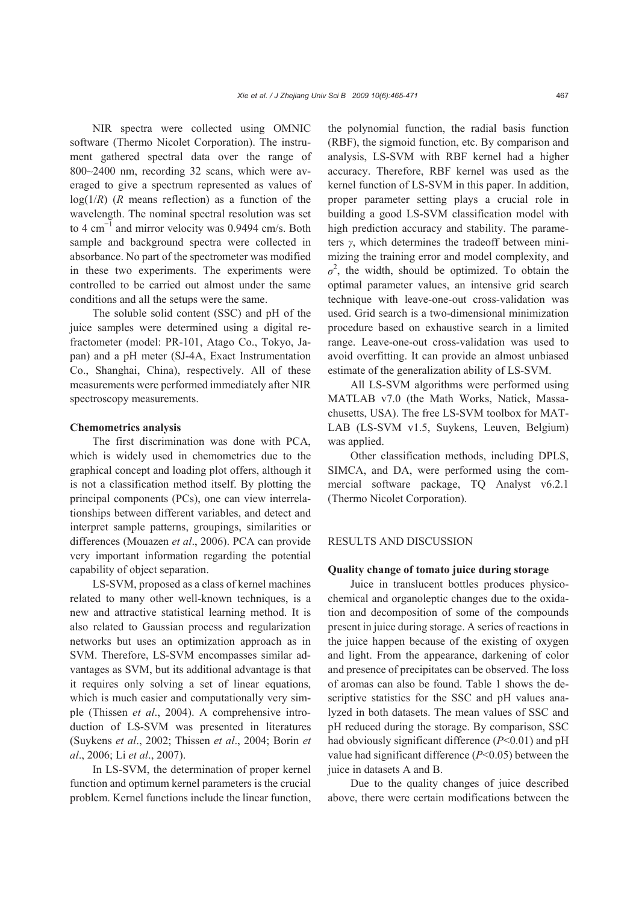NIR spectra were collected using OMNIC software (Thermo Nicolet Corporation). The instrument gathered spectral data over the range of 800~2400 nm, recording 32 scans, which were averaged to give a spectrum represented as values of $\log(1/R)$ ($R$ means reflection) as a function of the wavelength. The nominal spectral resolution was set to 4 $cm^{-1}$ and mirror velocity was 0.9494 cm/s. Both sample and background spectra were collected in absorbance. No part of the spectrometer was modified in these two experiments. The experiments were controlled to be carried out almost under the same conditions and all the setups were the same.

The soluble solid content (SSC) and pH of the juice samples were determined using a digital refractometer (model: PR-101, Atago Co., Tokyo, Japan) and a pH meter (SJ-4A, Exact Instrumentation Co., Shanghai, China), respectively. All of these measurements were performed immediately after NIR spectroscopy measurements.

**Chemometrics analysis**

The first discrimination was done with PCA, which is widely used in chemometrics due to the graphical concept and loading plot offers, although it is not a classification method itself. By plotting the principal components (PCs), one can view interrelationships between different variables, and detect and interpret sample patterns, groupings, similarities or differences (Mouazen *et al*., 2006). PCA can provide very important information regarding the potential capability of object separation.

LS-SVM, proposed as a class of kernel machines related to many other well-known techniques, is a new and attractive statistical learning method. It is also related to Gaussian process and regularization networks but uses an optimization approach as in SVM. Therefore, LS-SVM encompasses similar advantages as SVM, but its additional advantage is that it requires only solving a set of linear equations, which is much easier and computationally very simple (Thissen *et al*., 2004). A comprehensive introduction of LS-SVM was presented in literatures (Suykens *et al*., 2002; Thissen *et al*., 2004; Borin *et al*., 2006; Li *et al*., 2007).

In LS-SVM, the determination of proper kernel function and optimum kernel parameters is the crucial problem. Kernel functions include the linear function, the polynomial function, the radial basis function (RBF), the sigmoid function, etc. By comparison and analysis, LS-SVM with RBF kernel had a higher accuracy. Therefore, RBF kernel was used as the kernel function of LS-SVM in this paper. In addition, proper parameter setting plays a crucial role in building a good LS-SVM classification model with high prediction accuracy and stability. The parameters $\gamma$, which determines the tradeoff between minimizing the training error and model complexity, and $\sigma^2$, the width, should be optimized. To obtain the optimal parameter values, an intensive grid search technique with leave-one-out cross-validation was used. Grid search is a two-dimensional minimization procedure based on exhaustive search in a limited range. Leave-one-out cross-validation was used to avoid overfitting. It can provide an almost unbiased estimate of the generalization ability of LS-SVM.

All LS-SVM algorithms were performed using MATLAB v7.0 (the Math Works, Natick, Massachusetts, USA). The free LS-SVM toolbox for MATLAB (LS-SVM v1.5, Suykens, Leuven, Belgium) was applied.

Other classification methods, including DPLS, SIMCA, and DA, were performed using the commercial software package, TQ Analyst v6.2.1 (Thermo Nicolet Corporation).

## RESULTS AND DISCUSSION

**Quality change of tomato juice during storage**

Juice in translucent bottles produces physicochemical and organoleptic changes due to the oxidation and decomposition of some of the compounds present in juice during storage. A series of reactions in the juice happen because of the existing of oxygen and light. From the appearance, darkening of color and presence of precipitates can be observed. The loss of aromas can also be found. Table 1 shows the descriptive statistics for the SSC and pH values analyzed in both datasets. The mean values of SSC and pH reduced during the storage. By comparison, SSC had obviously significant difference ($P<0.01$) and pH value had significant difference ($P<0.05$) between the juice in datasets A and B.

Due to the quality changes of juice described above, there were certain modifications between the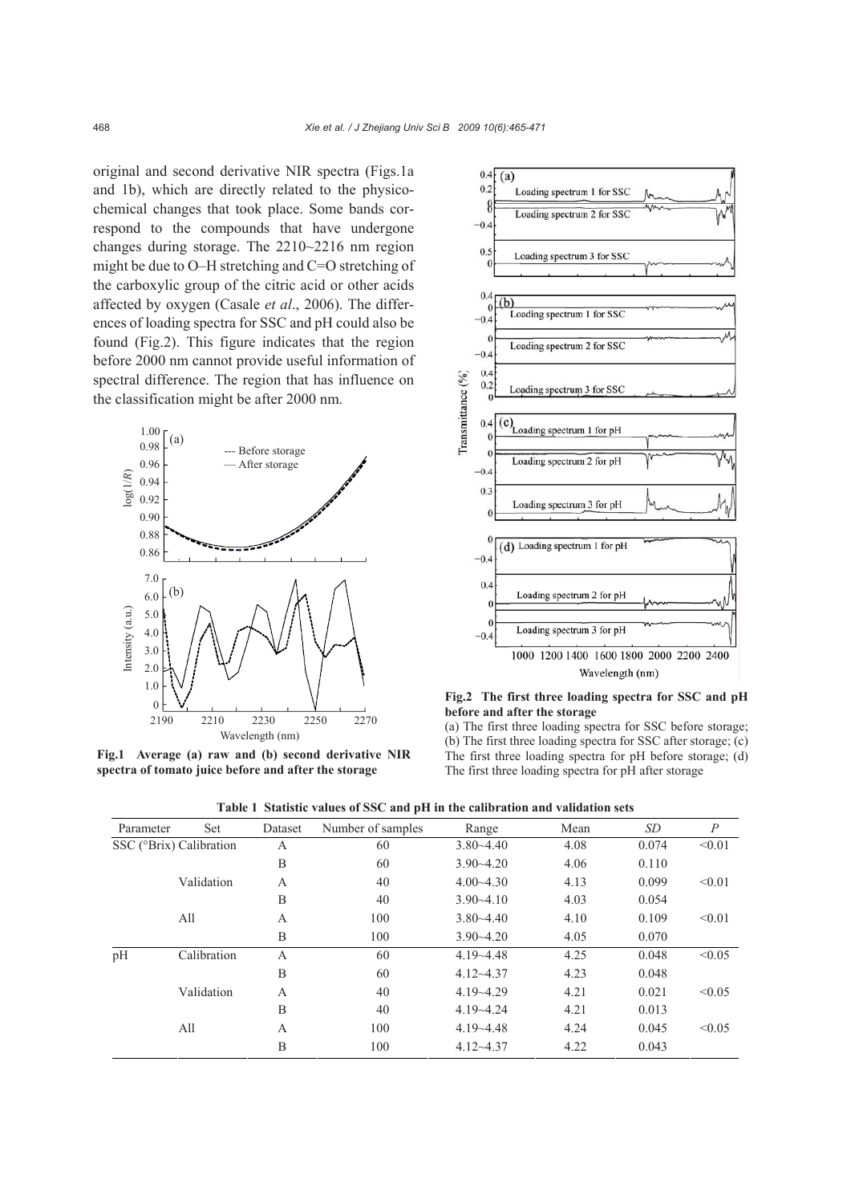original and second derivative NIR spectra (Figs.1a and 1b), which are directly related to the physicochemical changes that took place. Some bands correspond to the compounds that have undergone changes during storage. The 2210~2216 nm region might be due to O–H stretching and C=O stretching of the carboxylic group of the citric acid or other acids affected by oxygen (Casale *et al*., 2006). The differences of loading spectra for SSC and pH could also be found (Fig.2). This figure indicates that the region before 2000 nm cannot provide useful information of spectral difference. The region that has influence on the classification might be after 2000 nm.

**Fig.1 Average (a) raw and (b) second derivative NIR spectra of tomato juice before and after the storage**

**Fig.2 The first three loading spectra for SSC and pH before and after the storage**

(a) The first three loading spectra for SSC before storage; (b) The first three loading spectra for SSC after storage; (c) The first three loading spectra for pH before storage; (d) The first three loading spectra for pH after storage

**Table 1 Statistic values of SSC and pH in the calibration and validation sets**

| Parameter | Set | Dataset | Number of samples | Range | Mean | *SD* | *P* |
|---|---|---|---|---|---|---|---|
| SSC (°Brix) | Calibration | A | 60 | 3.80~4.40 | 4.08 | 0.074 | <0.01 |
| | | B | 60 | 3.90~4.20 | 4.06 | 0.110 | |
| | Validation | A | 40 | 4.00~4.30 | 4.13 | 0.099 | <0.01 |
| | | B | 40 | 3.90~4.10 | 4.03 | 0.054 | |
| | All | A | 100 | 3.80~4.40 | 4.10 | 0.109 | <0.01 |
| | | B | 100 | 3.90~4.20 | 4.05 | 0.070 | |
| pH | Calibration | A | 60 | 4.19~4.48 | 4.25 | 0.048 | <0.05 |
| | | B | 60 | 4.12~4.37 | 4.23 | 0.048 | |
| | Validation | A | 40 | 4.19~4.29 | 4.21 | 0.021 | <0.05 |
| | | B | 40 | 4.19~4.24 | 4.21 | 0.013 | |
| | All | A | 100 | 4.19~4.48 | 4.24 | 0.045 | <0.05 |
| | | B | 100 | 4.12~4.37 | 4.22 | 0.043 | |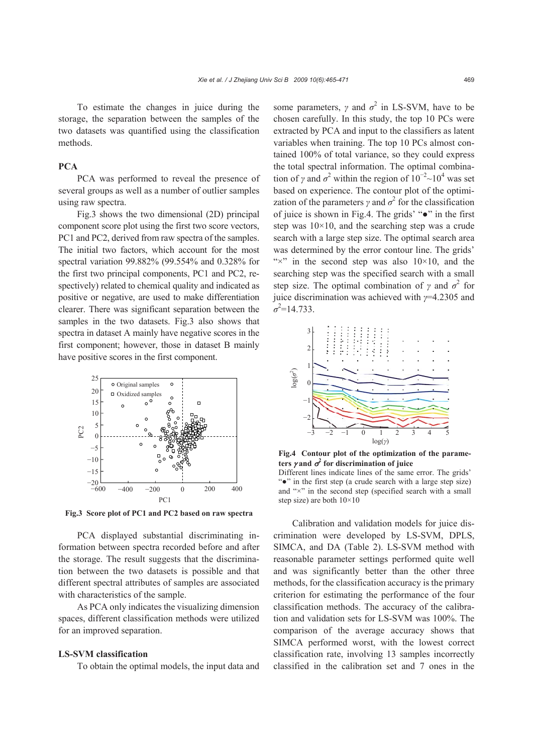To estimate the changes in juice during the storage, the separation between the samples of the two datasets was quantified using the classification methods.

### PCA

PCA was performed to reveal the presence of several groups as well as a number of outlier samples using raw spectra.

Fig.3 shows the two dimensional (2D) principal component score plot using the first two score vectors, PC1 and PC2, derived from raw spectra of the samples. The initial two factors, which account for the most spectral variation 99.882% (99.554% and 0.328% for the first two principal components, PC1 and PC2, respectively) related to chemical quality and indicated as positive or negative, are used to make differentiation clearer. There was significant separation between the samples in the two datasets. Fig.3 also shows that spectra in dataset A mainly have negative scores in the first component; however, those in dataset B mainly have positive scores in the first component.

**Fig.3 Score plot of PC1 and PC2 based on raw spectra**

PCA displayed substantial discriminating information between spectra recorded before and after the storage. The result suggests that the discrimination between the two datasets is possible and that different spectral attributes of samples are associated with characteristics of the sample.

As PCA only indicates the visualizing dimension spaces, different classification methods were utilized for an improved separation.

### LS-SVM classification

To obtain the optimal models, the input data and some parameters, $\gamma$ and $\sigma^2$ in LS-SVM, have to be chosen carefully. In this study, the top 10 PCs were extracted by PCA and input to the classifiers as latent variables when training. The top 10 PCs almost contained 100% of total variance, so they could express the total spectral information. The optimal combination of $\gamma$ and $\sigma^2$ within the region of $10^{-2}$~$10^4$ was set based on experience. The contour plot of the optimization of the parameters $\gamma$ and $\sigma^2$ for the classification of juice is shown in Fig.4. The grids' "●" in the first step was 10×10, and the searching step was a crude search with a large step size. The optimal search area was determined by the error contour line. The grids' "×" in the second step was also 10×10, and the searching step was the specified search with a small step size. The optimal combination of $\gamma$ and $\sigma^2$ for juice discrimination was achieved with $\gamma$=4.2305 and $\sigma^2$=14.733.

**Fig.4 Contour plot of the optimization of the parameters $\gamma$ and $\sigma^2$ for discrimination of juice**

Different lines indicate lines of the same error. The grids' "●" in the first step (a crude search with a large step size) and "×" in the second step (specified search with a small step size) are both 10×10

Calibration and validation models for juice discrimination were developed by LS-SVM, DPLS, SIMCA, and DA (Table 2). LS-SVM method with reasonable parameter settings performed quite well and was significantly better than the other three methods, for the classification accuracy is the primary criterion for estimating the performance of the four classification methods. The accuracy of the calibration and validation sets for LS-SVM was 100%. The comparison of the average accuracy shows that SIMCA performed worst, with the lowest correct classification rate, involving 13 samples incorrectly classified in the calibration set and 7 ones in the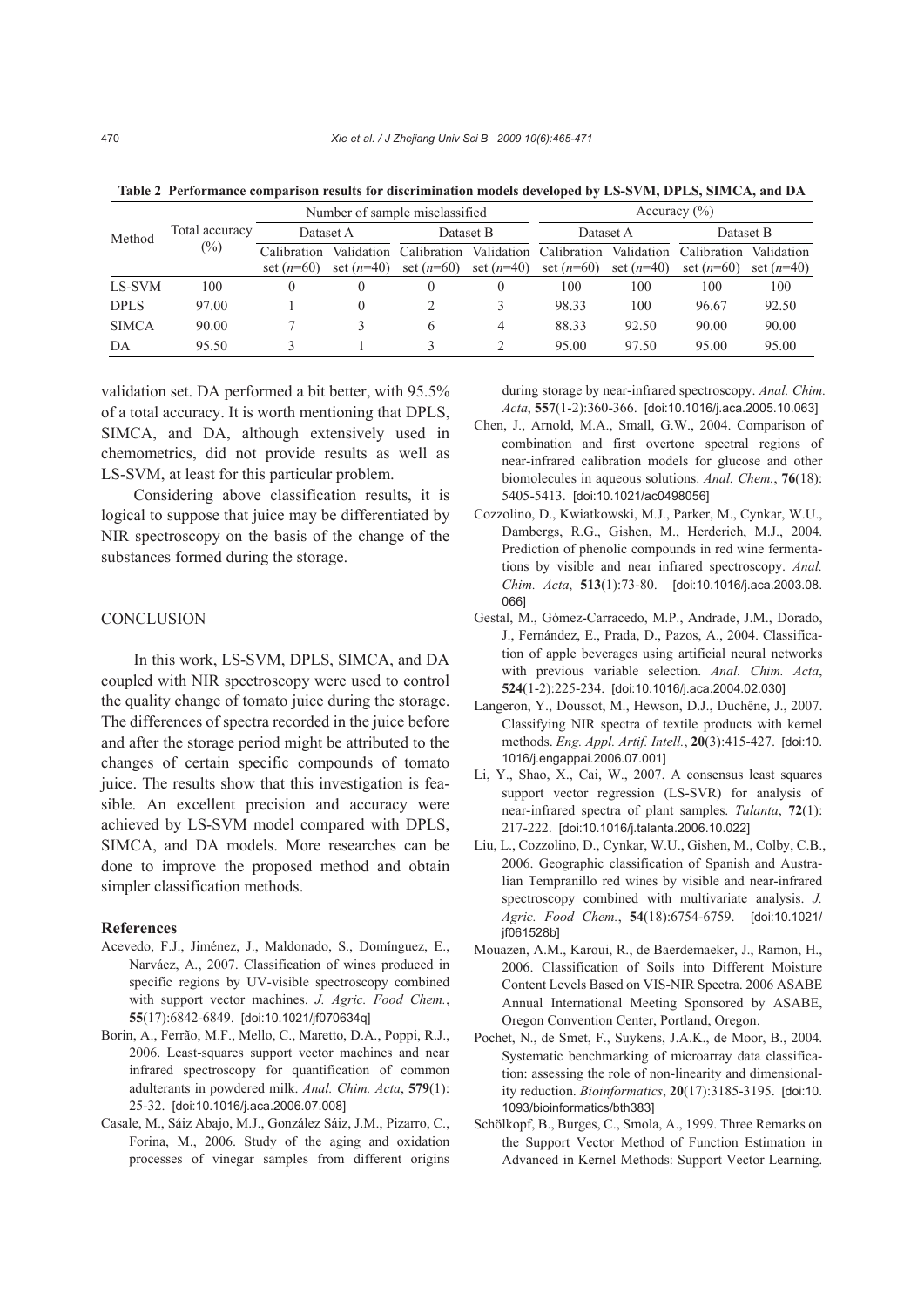**Table 2 Performance comparison results for discrimination models developed by LS-SVM, DPLS, SIMCA, and DA**

| Method | Total accuracy (%) | Number of sample misclassified | | | | Accuracy (%) | | | |
|---|---|---|---|---|---|---|---|---|---|
| | | Dataset A | | Dataset B | | Dataset A | | Dataset B | |
| | | Calibration set ($n$=60) | Validation set ($n$=40) | Calibration set ($n$=60) | Validation set ($n$=40) | Calibration set ($n$=60) | Validation set ($n$=40) | Calibration set ($n$=60) | Validation set ($n$=40) |
| LS-SVM | 100 | 0 | 0 | 0 | 0 | 100 | 100 | 100 | 100 |
| DPLS | 97.00 | 1 | 0 | 2 | 3 | 98.33 | 100 | 96.67 | 92.50 |
| SIMCA | 90.00 | 7 | 3 | 6 | 4 | 88.33 | 92.50 | 90.00 | 90.00 |
| DA | 95.50 | 3 | 1 | 3 | 2 | 95.00 | 97.50 | 95.00 | 95.00 |

validation set. DA performed a bit better, with 95.5% of a total accuracy. It is worth mentioning that DPLS, SIMCA, and DA, although extensively used in chemometrics, did not provide results as well as LS-SVM, at least for this particular problem.

Considering above classification results, it is logical to suppose that juice may be differentiated by NIR spectroscopy on the basis of the change of the substances formed during the storage.

## CONCLUSION

In this work, LS-SVM, DPLS, SIMCA, and DA coupled with NIR spectroscopy were used to control the quality change of tomato juice during the storage. The differences of spectra recorded in the juice before and after the storage period might be attributed to the changes of certain specific compounds of tomato juice. The results show that this investigation is feasible. An excellent precision and accuracy were achieved by LS-SVM model compared with DPLS, SIMCA, and DA models. More researches can be done to improve the proposed method and obtain simpler classification methods.

### References

Acevedo, F.J., Jiménez, J., Maldonado, S., Domínguez, E., Narváez, A., 2007. Classification of wines produced in specific regions by UV-visible spectroscopy combined with support vector machines. *J. Agric. Food Chem.*, **55**(17):6842-6849. [doi:10.1021/jf070634q]

Borin, A., Ferrão, M.F., Mello, C., Maretto, D.A., Poppi, R.J., 2006. Least-squares support vector machines and near infrared spectroscopy for quantification of common adulterants in powdered milk. *Anal. Chim. Acta*, **579**(1): 25-32. [doi:10.1016/j.aca.2006.07.008]

Casale, M., Sáiz Abajo, M.J., González Sáiz, J.M., Pizarro, C., Forina, M., 2006. Study of the aging and oxidation processes of vinegar samples from different origins during storage by near-infrared spectroscopy. *Anal. Chim. Acta*, **557**(1-2):360-366. [doi:10.1016/j.aca.2005.10.063]

Chen, J., Arnold, M.A., Small, G.W., 2004. Comparison of combination and first overtone spectral regions of near-infrared calibration models for glucose and other biomolecules in aqueous solutions. *Anal. Chem.*, **76**(18): 5405-5413. [doi:10.1021/ac0498056]

Cozzolino, D., Kwiatkowski, M.J., Parker, M., Cynkar, W.U., Dambergs, R.G., Gishen, M., Herderich, M.J., 2004. Prediction of phenolic compounds in red wine fermentations by visible and near infrared spectroscopy. *Anal. Chim. Acta*, **513**(1):73-80. [doi:10.1016/j.aca.2003.08.066]

Gestal, M., Gómez-Carracedo, M.P., Andrade, J.M., Dorado, J., Fernández, E., Prada, D., Pazos, A., 2004. Classification of apple beverages using artificial neural networks with previous variable selection. *Anal. Chim. Acta*, **524**(1-2):225-234. [doi:10.1016/j.aca.2004.02.030]

Langeron, Y., Doussot, M., Hewson, D.J., Duchêne, J., 2007. Classifying NIR spectra of textile products with kernel methods. *Eng. Appl. Artif. Intell.*, **20**(3):415-427. [doi:10.1016/j.engappai.2006.07.001]

Li, Y., Shao, X., Cai, W., 2007. A consensus least squares support vector regression (LS-SVR) for analysis of near-infrared spectra of plant samples. *Talanta*, **72**(1): 217-222. [doi:10.1016/j.talanta.2006.10.022]

Liu, L., Cozzolino, D., Cynkar, W.U., Gishen, M., Colby, C.B., 2006. Geographic classification of Spanish and Australian Tempranillo red wines by visible and near-infrared spectroscopy combined with multivariate analysis. *J. Agric. Food Chem.*, **54**(18):6754-6759. [doi:10.1021/jf061528b]

Mouazen, A.M., Karoui, R., de Baerdemaeker, J., Ramon, H., 2006. Classification of Soils into Different Moisture Content Levels Based on VIS-NIR Spectra. 2006 ASABE Annual International Meeting Sponsored by ASABE, Oregon Convention Center, Portland, Oregon.

Pochet, N., de Smet, F., Suykens, J.A.K., de Moor, B., 2004. Systematic benchmarking of microarray data classification: assessing the role of non-linearity and dimensionality reduction. *Bioinformatics*, **20**(17):3185-3195. [doi:10.1093/bioinformatics/bth383]

Schölkopf, B., Burges, C., Smola, A., 1999. Three Remarks on the Support Vector Method of Function Estimation in Advanced in Kernel Methods: Support Vector Learning.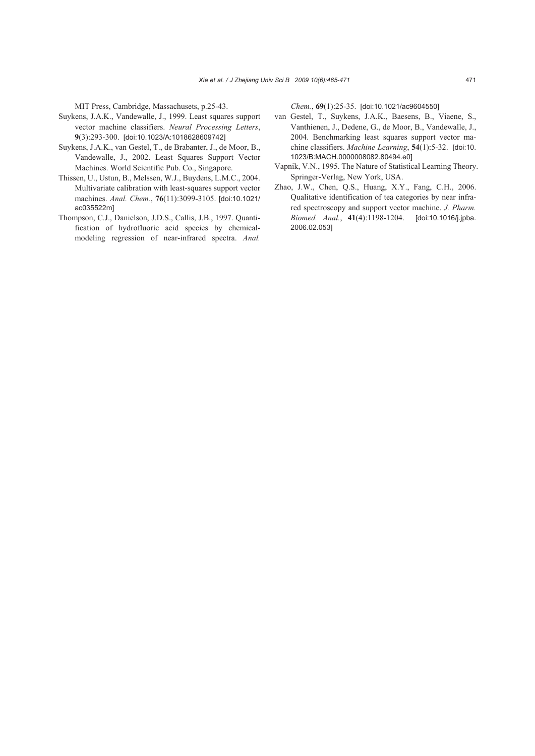MIT Press, Cambridge, Massachusets, p.25-43.

Suykens, J.A.K., Vandewalle, J., 1999. Least squares support vector machine classifiers. *Neural Processing Letters*, **9**(3):293-300. [doi:10.1023/A:1018628609742]

Suykens, J.A.K., van Gestel, T., de Brabanter, J., de Moor, B., Vandewalle, J., 2002. Least Squares Support Vector Machines. World Scientific Pub. Co., Singapore.

Thissen, U., Ustun, B., Melssen, W.J., Buydens, L.M.C., 2004. Multivariate calibration with least-squares support vector machines. *Anal. Chem.*, **76**(11):3099-3105. [doi:10.1021/ac035522m]

Thompson, C.J., Danielson, J.D.S., Callis, J.B., 1997. Quantification of hydrofluoric acid species by chemical-modeling regression of near-infrared spectra. *Anal. Chem.*, **69**(1):25-35. [doi:10.1021/ac9604550]

van Gestel, T., Suykens, J.A.K., Baesens, B., Viaene, S., Vanthienen, J., Dedene, G., de Moor, B., Vandewalle, J., 2004. Benchmarking least squares support vector machine classifiers. *Machine Learning*, **54**(1):5-32. [doi:10.1023/B:MACH.0000008082.80494.e0]

Vapnik, V.N., 1995. The Nature of Statistical Learning Theory. Springer-Verlag, New York, USA.

Zhao, J.W., Chen, Q.S., Huang, X.Y., Fang, C.H., 2006. Qualitative identification of tea categories by near infrared spectroscopy and support vector machine. *J. Pharm. Biomed. Anal.*, **41**(4):1198-1204. [doi:10.1016/j.jpba.2006.02.053]